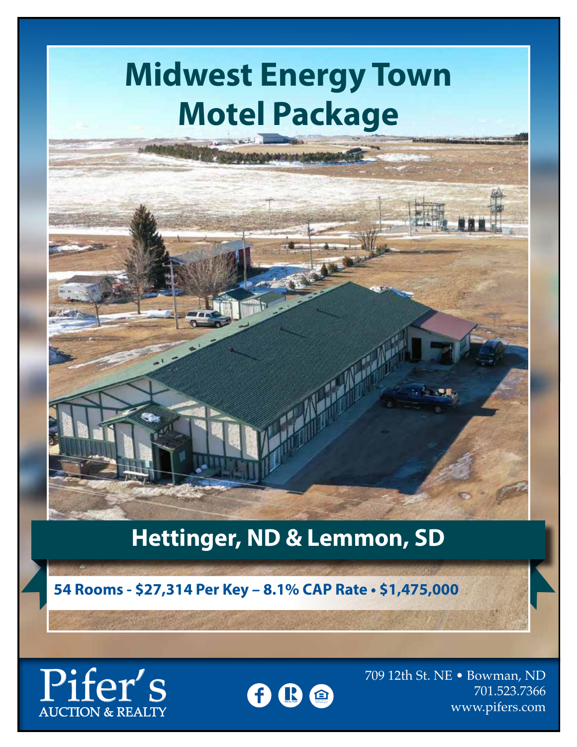# Midwest Energy Town Motel Package

## Hettinger, ND & Lemmon, SD

**54 Rooms - $27,314 Per Key – 8.1% CAP Rate • $1,475,000**

Pifer's AUCTION & REALTY

709 12th St. NE • Bowman, ND
701.523.7366
www.pifers.com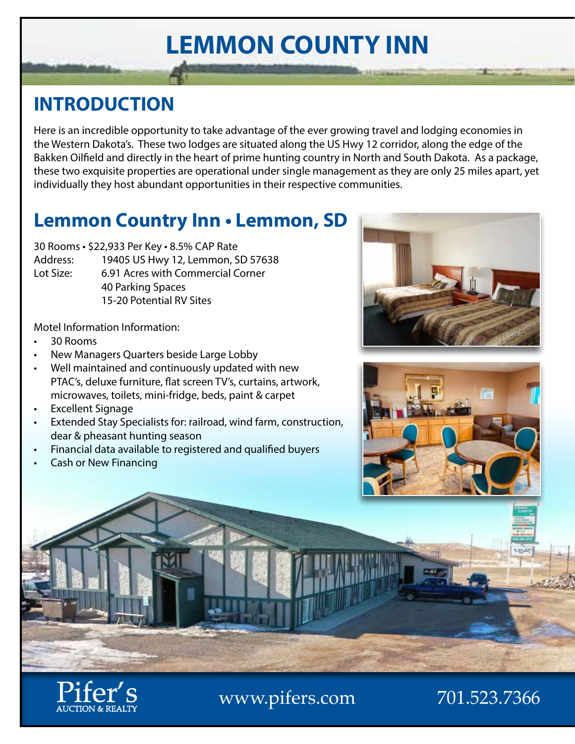# LEMMON COUNTY INN

## INTRODUCTION

Here is an incredible opportunity to take advantage of the ever growing travel and lodging economies in the Western Dakota's. These two lodges are situated along the US Hwy 12 corridor, along the edge of the Bakken Oilfield and directly in the heart of prime hunting country in North and South Dakota. As a package, these two exquisite properties are operational under single management as they are only 25 miles apart, yet individually they host abundant opportunities in their respective communities.

## Lemmon Country Inn • Lemmon, SD

30 Rooms • $22,933 Per Key • 8.5% CAP Rate

Address: 19405 US Hwy 12, Lemmon, SD 57638

Lot Size: 6.91 Acres with Commercial Corner
40 Parking Spaces
15-20 Potential RV Sites

Motel Information Information:

- 30 Rooms
- New Managers Quarters beside Large Lobby
- Well maintained and continuously updated with new PTAC's, deluxe furniture, flat screen TV's, curtains, artwork, microwaves, toilets, mini-fridge, beds, paint & carpet
- Excellent Signage
- Extended Stay Specialists for: railroad, wind farm, construction, dear & pheasant hunting season
- Financial data available to registered and qualified buyers
- Cash or New Financing

Pifer's AUCTION & REALTY www.pifers.com 701.523.7366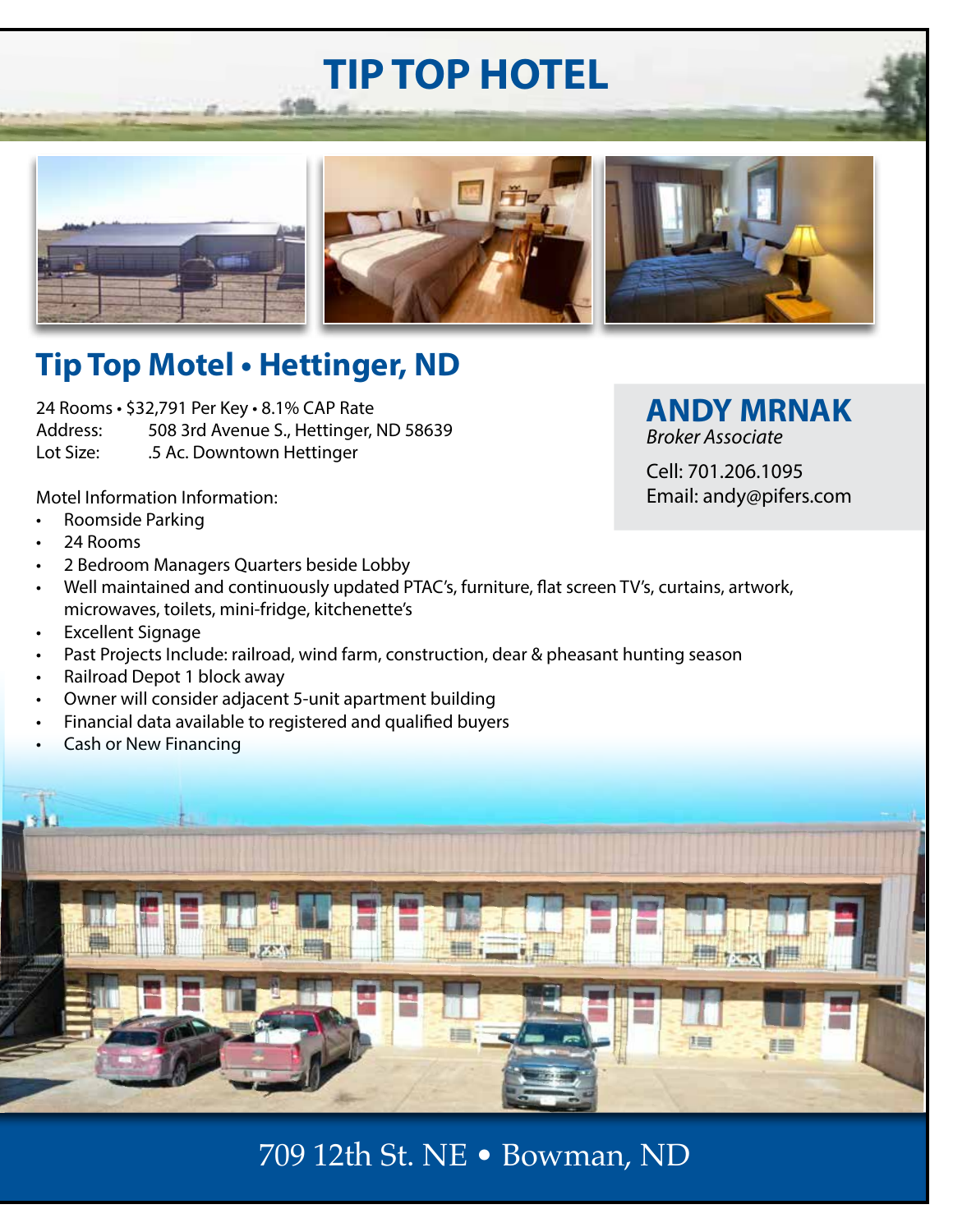# TIP TOP HOTEL

## Tip Top Motel • Hettinger, ND

24 Rooms • $32,791 Per Key • 8.1% CAP Rate
Address: 508 3rd Avenue S., Hettinger, ND 58639
Lot Size: .5 Ac. Downtown Hettinger

Motel Information Information:

- Roomside Parking
- 24 Rooms
- 2 Bedroom Managers Quarters beside Lobby
- Well maintained and continuously updated PTAC's, furniture, flat screen TV's, curtains, artwork, microwaves, toilets, mini-fridge, kitchenette's
- Excellent Signage
- Past Projects Include: railroad, wind farm, construction, dear & pheasant hunting season
- Railroad Depot 1 block away
- Owner will consider adjacent 5-unit apartment building
- Financial data available to registered and qualified buyers
- Cash or New Financing

**ANDY MRNAK**
*Broker Associate*

Cell: 701.206.1095
Email: andy@pifers.com

709 12th St. NE • Bowman, ND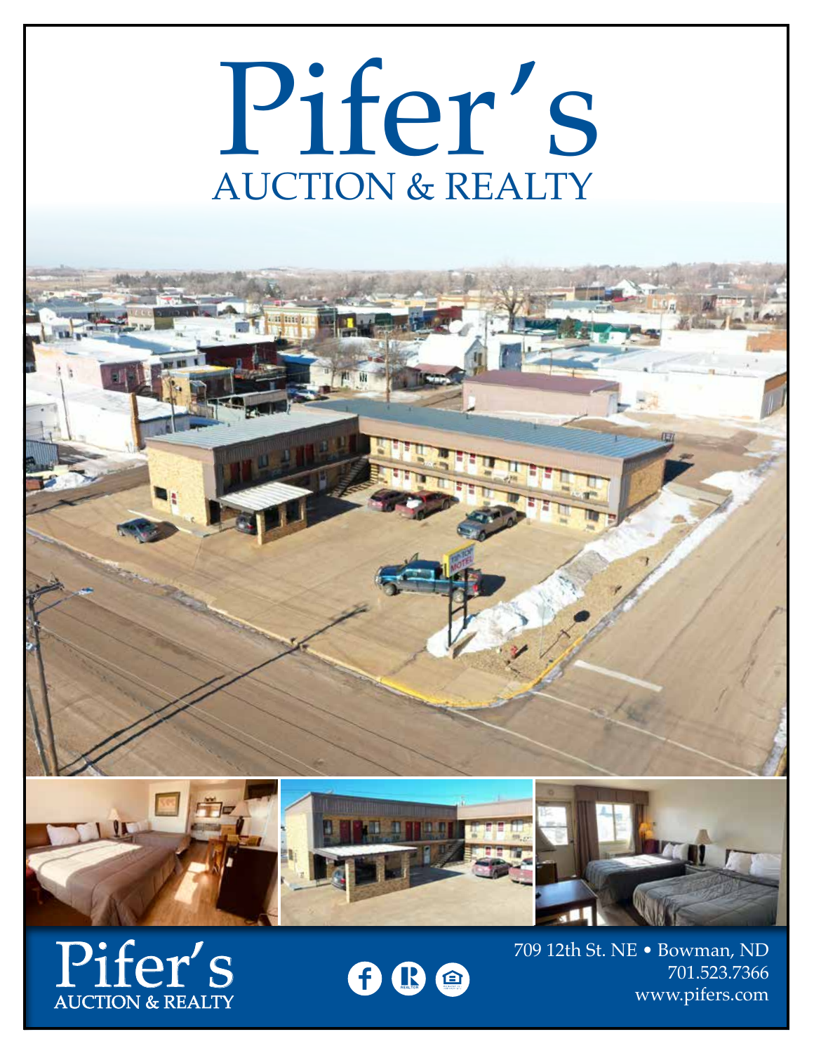# Pifer's

## AUCTION & REALTY

Pifer's
AUCTION & REALTY

709 12th St. NE • Bowman, ND
701.523.7366
www.pifers.com